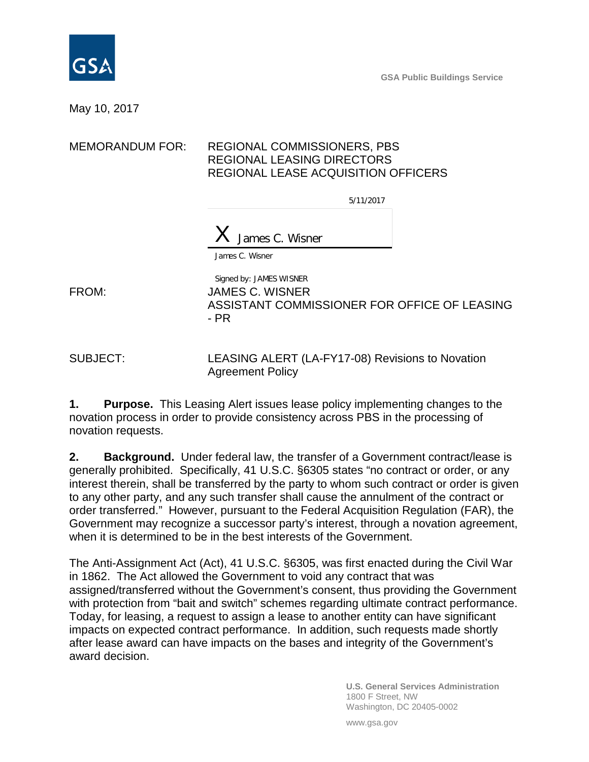GSA Public Buildings Service

May 10, 2017

MEMORANDUM FOR: REGIONAL COMMISSIONERS, PBS
REGIONAL LEASING DIRECTORS
REGIONAL LEASE ACQUISITION OFFICERS

5/11/2017

X James C. Wisner

James C. Wisner

Signed by: JAMES WISNER

FROM: JAMES C. WISNER
ASSISTANT COMMISSIONER FOR OFFICE OF LEASING - PR

SUBJECT: LEASING ALERT (LA-FY17-08) Revisions to Novation Agreement Policy

**1. Purpose.** This Leasing Alert issues lease policy implementing changes to the novation process in order to provide consistency across PBS in the processing of novation requests.

**2. Background.** Under federal law, the transfer of a Government contract/lease is generally prohibited. Specifically, 41 U.S.C. §6305 states "no contract or order, or any interest therein, shall be transferred by the party to whom such contract or order is given to any other party, and any such transfer shall cause the annulment of the contract or order transferred." However, pursuant to the Federal Acquisition Regulation (FAR), the Government may recognize a successor party's interest, through a novation agreement, when it is determined to be in the best interests of the Government.

The Anti-Assignment Act (Act), 41 U.S.C. §6305, was first enacted during the Civil War in 1862. The Act allowed the Government to void any contract that was assigned/transferred without the Government's consent, thus providing the Government with protection from "bait and switch" schemes regarding ultimate contract performance. Today, for leasing, a request to assign a lease to another entity can have significant impacts on expected contract performance. In addition, such requests made shortly after lease award can have impacts on the bases and integrity of the Government's award decision.

U.S. General Services Administration
1800 F Street, NW
Washington, DC 20405-0002

www.gsa.gov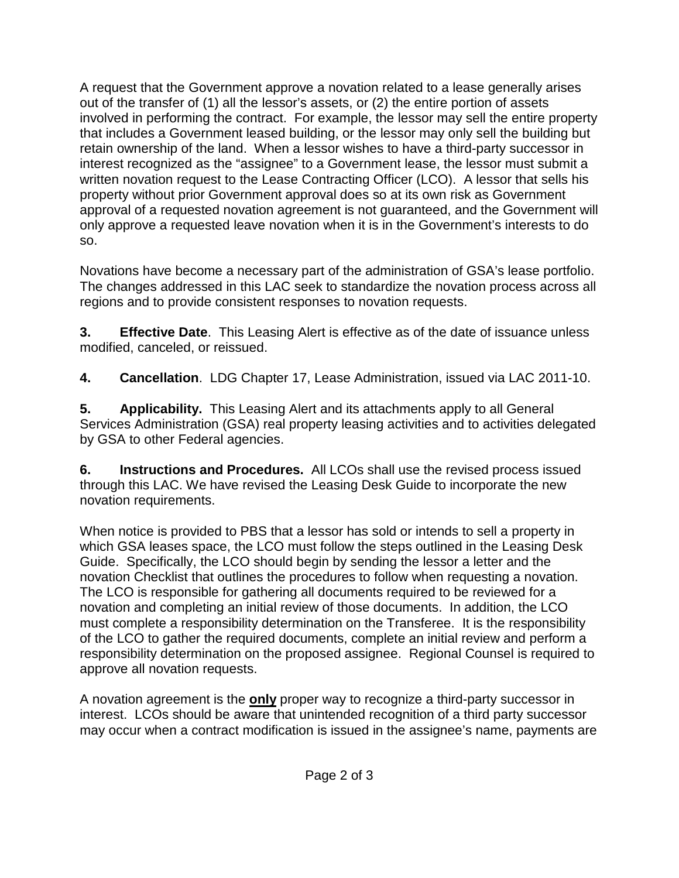A request that the Government approve a novation related to a lease generally arises out of the transfer of (1) all the lessor's assets, or (2) the entire portion of assets involved in performing the contract. For example, the lessor may sell the entire property that includes a Government leased building, or the lessor may only sell the building but retain ownership of the land. When a lessor wishes to have a third-party successor in interest recognized as the "assignee" to a Government lease, the lessor must submit a written novation request to the Lease Contracting Officer (LCO). A lessor that sells his property without prior Government approval does so at its own risk as Government approval of a requested novation agreement is not guaranteed, and the Government will only approve a requested leave novation when it is in the Government's interests to do so.

Novations have become a necessary part of the administration of GSA's lease portfolio. The changes addressed in this LAC seek to standardize the novation process across all regions and to provide consistent responses to novation requests.

**3. Effective Date**. This Leasing Alert is effective as of the date of issuance unless modified, canceled, or reissued.

**4. Cancellation**. LDG Chapter 17, Lease Administration, issued via LAC 2011-10.

**5. Applicability.** This Leasing Alert and its attachments apply to all General Services Administration (GSA) real property leasing activities and to activities delegated by GSA to other Federal agencies.

**6. Instructions and Procedures.** All LCOs shall use the revised process issued through this LAC. We have revised the Leasing Desk Guide to incorporate the new novation requirements.

When notice is provided to PBS that a lessor has sold or intends to sell a property in which GSA leases space, the LCO must follow the steps outlined in the Leasing Desk Guide. Specifically, the LCO should begin by sending the lessor a letter and the novation Checklist that outlines the procedures to follow when requesting a novation. The LCO is responsible for gathering all documents required to be reviewed for a novation and completing an initial review of those documents. In addition, the LCO must complete a responsibility determination on the Transferee. It is the responsibility of the LCO to gather the required documents, complete an initial review and perform a responsibility determination on the proposed assignee. Regional Counsel is required to approve all novation requests.

A novation agreement is the **only** proper way to recognize a third-party successor in interest. LCOs should be aware that unintended recognition of a third party successor may occur when a contract modification is issued in the assignee's name, payments are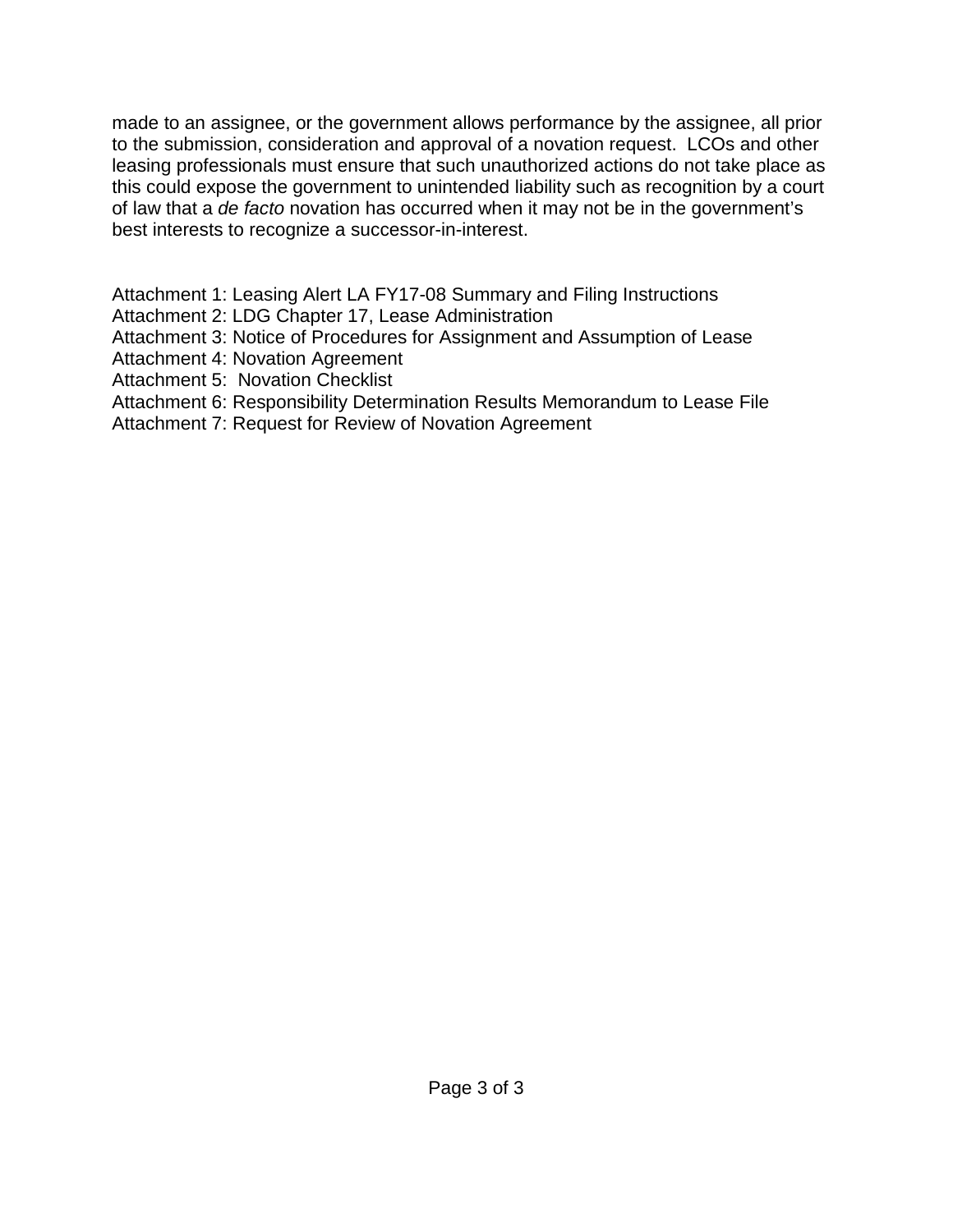made to an assignee, or the government allows performance by the assignee, all prior to the submission, consideration and approval of a novation request. LCOs and other leasing professionals must ensure that such unauthorized actions do not take place as this could expose the government to unintended liability such as recognition by a court of law that a *de facto* novation has occurred when it may not be in the government's best interests to recognize a successor-in-interest.

Attachment 1: Leasing Alert LA FY17-08 Summary and Filing Instructions
Attachment 2: LDG Chapter 17, Lease Administration
Attachment 3: Notice of Procedures for Assignment and Assumption of Lease
Attachment 4: Novation Agreement
Attachment 5: Novation Checklist
Attachment 6: Responsibility Determination Results Memorandum to Lease File
Attachment 7: Request for Review of Novation Agreement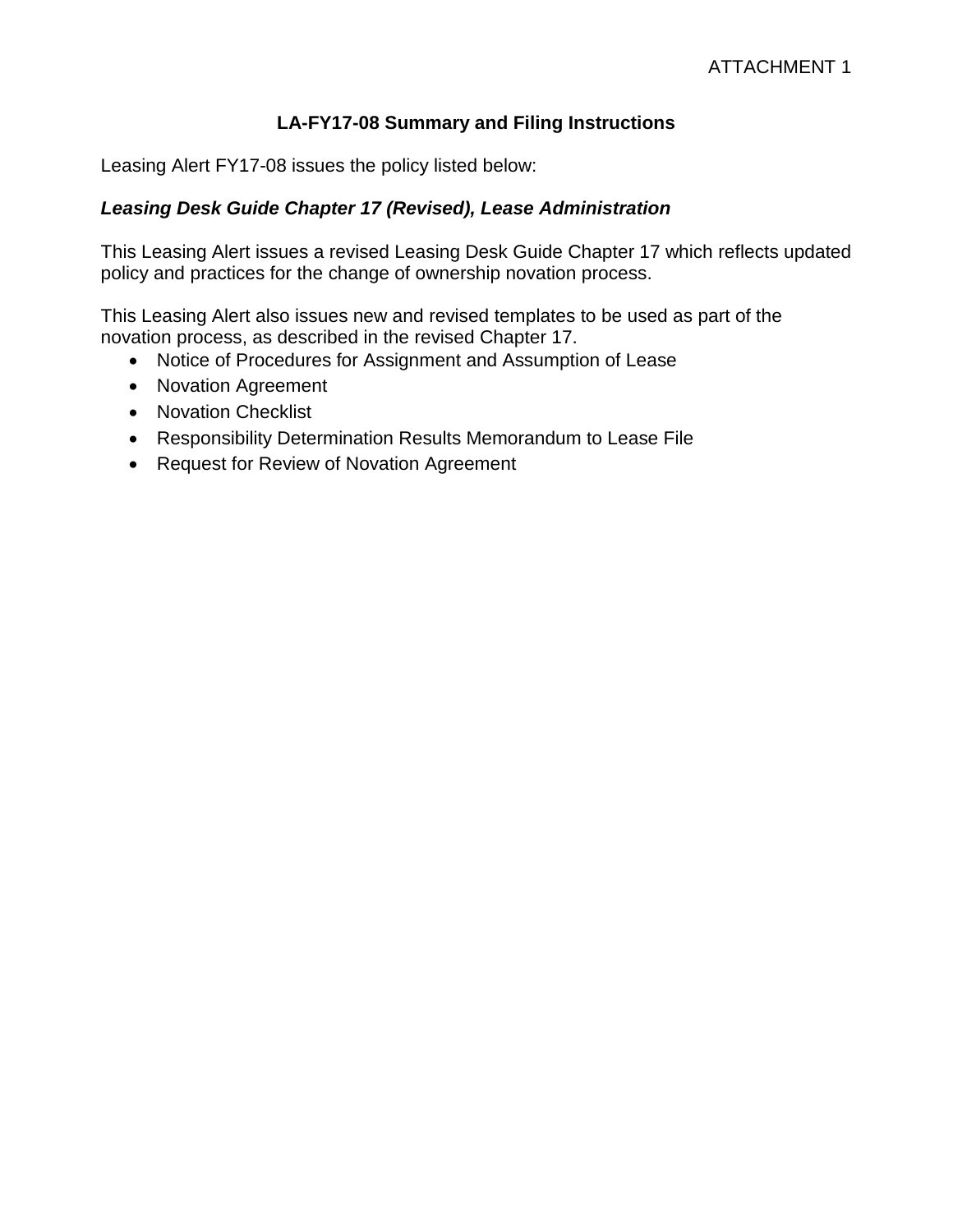ATTACHMENT 1

## LA-FY17-08 Summary and Filing Instructions

Leasing Alert FY17-08 issues the policy listed below:

***Leasing Desk Guide Chapter 17 (Revised), Lease Administration***

This Leasing Alert issues a revised Leasing Desk Guide Chapter 17 which reflects updated policy and practices for the change of ownership novation process.

This Leasing Alert also issues new and revised templates to be used as part of the novation process, as described in the revised Chapter 17.

- Notice of Procedures for Assignment and Assumption of Lease
- Novation Agreement
- Novation Checklist
- Responsibility Determination Results Memorandum to Lease File
- Request for Review of Novation Agreement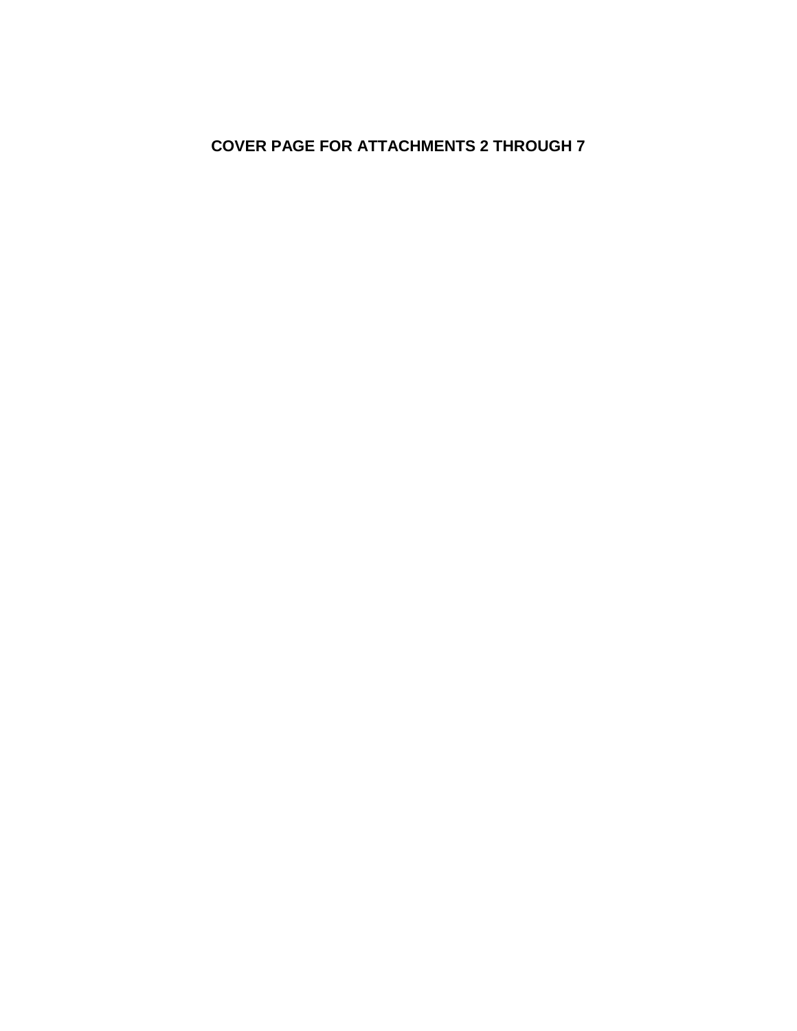**COVER PAGE FOR ATTACHMENTS 2 THROUGH 7**